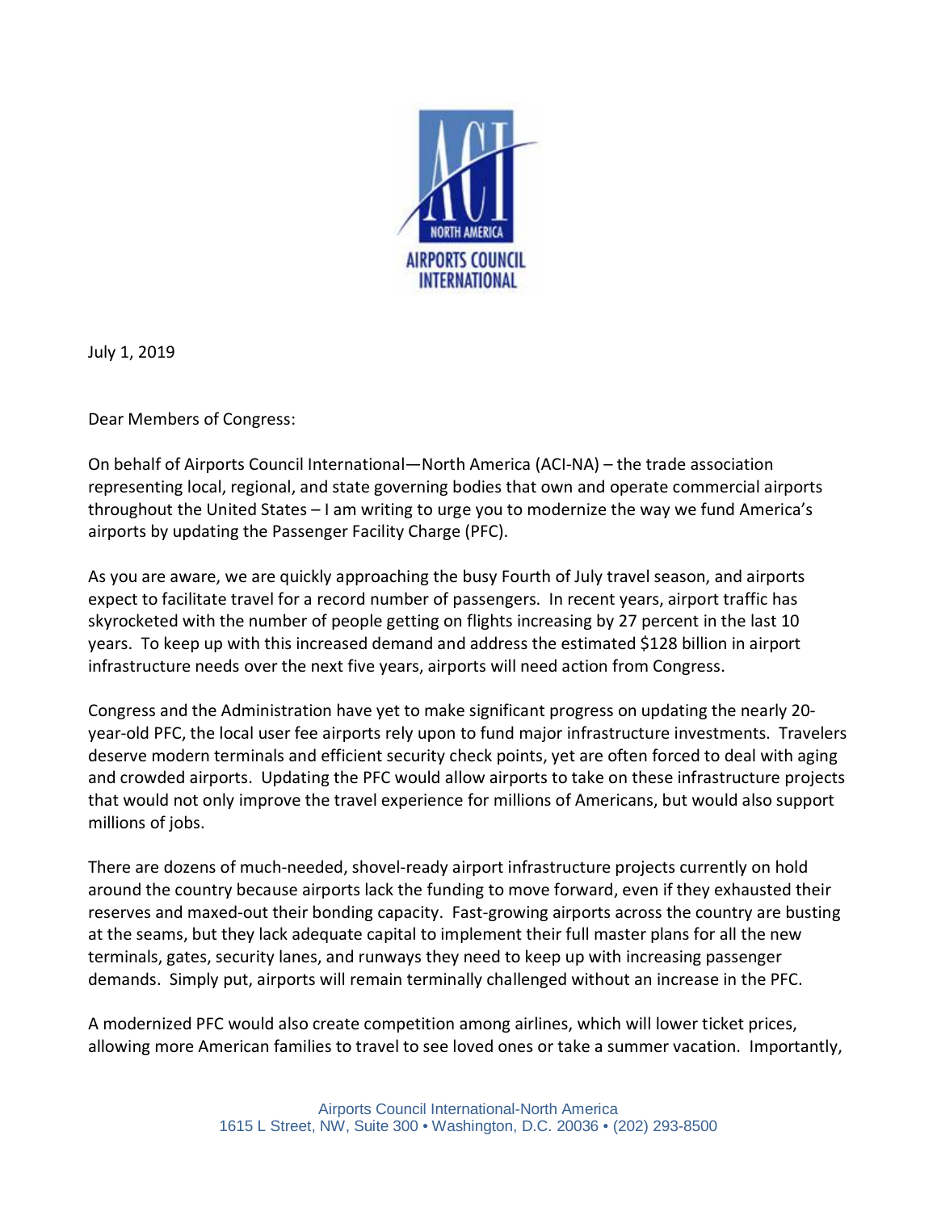July 1, 2019

Dear Members of Congress:

On behalf of Airports Council International—North America (ACI-NA) – the trade association representing local, regional, and state governing bodies that own and operate commercial airports throughout the United States – I am writing to urge you to modernize the way we fund America's airports by updating the Passenger Facility Charge (PFC).

As you are aware, we are quickly approaching the busy Fourth of July travel season, and airports expect to facilitate travel for a record number of passengers. In recent years, airport traffic has skyrocketed with the number of people getting on flights increasing by 27 percent in the last 10 years. To keep up with this increased demand and address the estimated $128 billion in airport infrastructure needs over the next five years, airports will need action from Congress.

Congress and the Administration have yet to make significant progress on updating the nearly 20-year-old PFC, the local user fee airports rely upon to fund major infrastructure investments. Travelers deserve modern terminals and efficient security check points, yet are often forced to deal with aging and crowded airports. Updating the PFC would allow airports to take on these infrastructure projects that would not only improve the travel experience for millions of Americans, but would also support millions of jobs.

There are dozens of much-needed, shovel-ready airport infrastructure projects currently on hold around the country because airports lack the funding to move forward, even if they exhausted their reserves and maxed-out their bonding capacity. Fast-growing airports across the country are busting at the seams, but they lack adequate capital to implement their full master plans for all the new terminals, gates, security lanes, and runways they need to keep up with increasing passenger demands. Simply put, airports will remain terminally challenged without an increase in the PFC.

A modernized PFC would also create competition among airlines, which will lower ticket prices, allowing more American families to travel to see loved ones or take a summer vacation. Importantly,

Airports Council International-North America
1615 L Street, NW, Suite 300 • Washington, D.C. 20036 • (202) 293-8500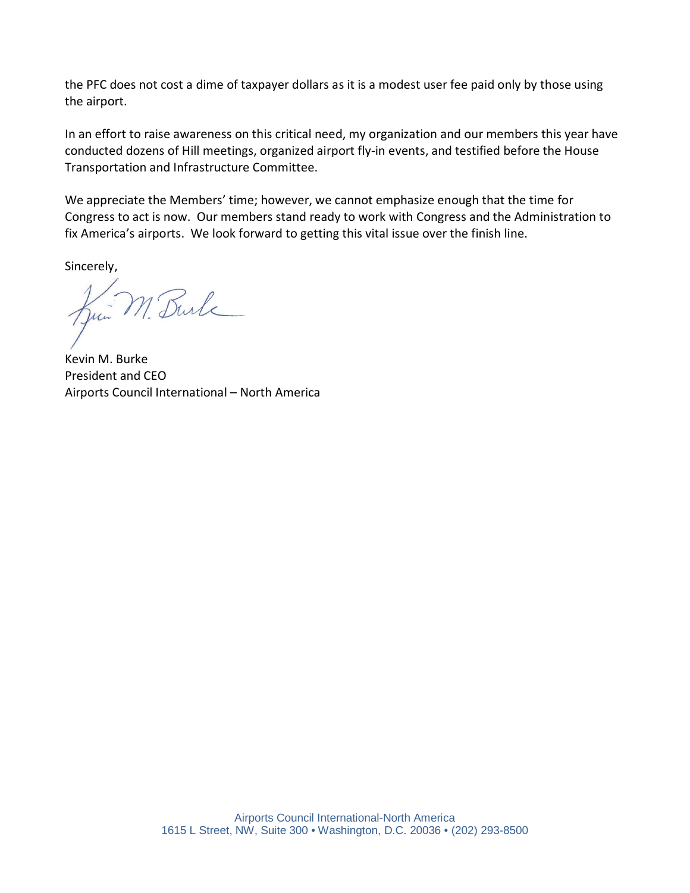the PFC does not cost a dime of taxpayer dollars as it is a modest user fee paid only by those using the airport.

In an effort to raise awareness on this critical need, my organization and our members this year have conducted dozens of Hill meetings, organized airport fly-in events, and testified before the House Transportation and Infrastructure Committee.

We appreciate the Members' time; however, we cannot emphasize enough that the time for Congress to act is now. Our members stand ready to work with Congress and the Administration to fix America's airports. We look forward to getting this vital issue over the finish line.

Sincerely,

Kevin M. Burke
President and CEO
Airports Council International – North America

Airports Council International-North America
1615 L Street, NW, Suite 300 • Washington, D.C. 20036 • (202) 293-8500